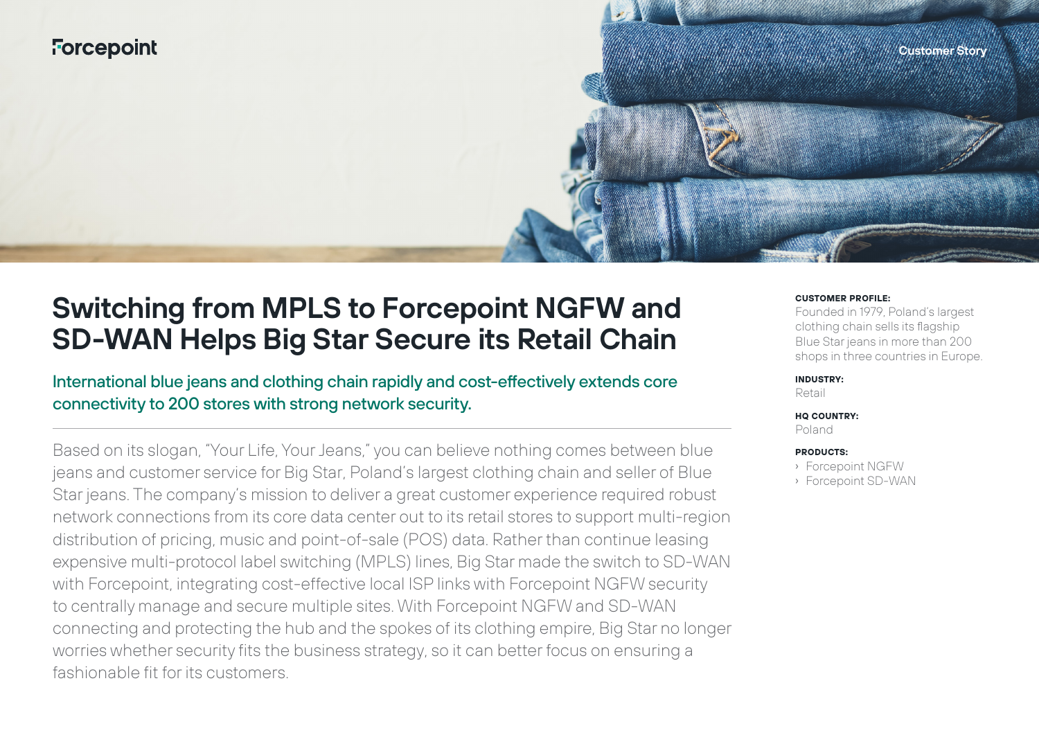Forcepoint

Customer Story

# Switching from MPLS to Forcepoint NGFW and SD-WAN Helps Big Star Secure its Retail Chain

## International blue jeans and clothing chain rapidly and cost-effectively extends core connectivity to 200 stores with strong network security.

Based on its slogan, "Your Life, Your Jeans," you can believe nothing comes between blue jeans and customer service for Big Star, Poland's largest clothing chain and seller of Blue Star jeans. The company's mission to deliver a great customer experience required robust network connections from its core data center out to its retail stores to support multi-region distribution of pricing, music and point-of-sale (POS) data. Rather than continue leasing expensive multi-protocol label switching (MPLS) lines, Big Star made the switch to SD-WAN with Forcepoint, integrating cost-effective local ISP links with Forcepoint NGFW security to centrally manage and secure multiple sites. With Forcepoint NGFW and SD-WAN connecting and protecting the hub and the spokes of its clothing empire, Big Star no longer worries whether security fits the business strategy, so it can better focus on ensuring a fashionable fit for its customers.

**CUSTOMER PROFILE:**
Founded in 1979, Poland's largest clothing chain sells its flagship Blue Star jeans in more than 200 shops in three countries in Europe.

**INDUSTRY:**
Retail

**HQ COUNTRY:**
Poland

**PRODUCTS:**
- Forcepoint NGFW
- Forcepoint SD-WAN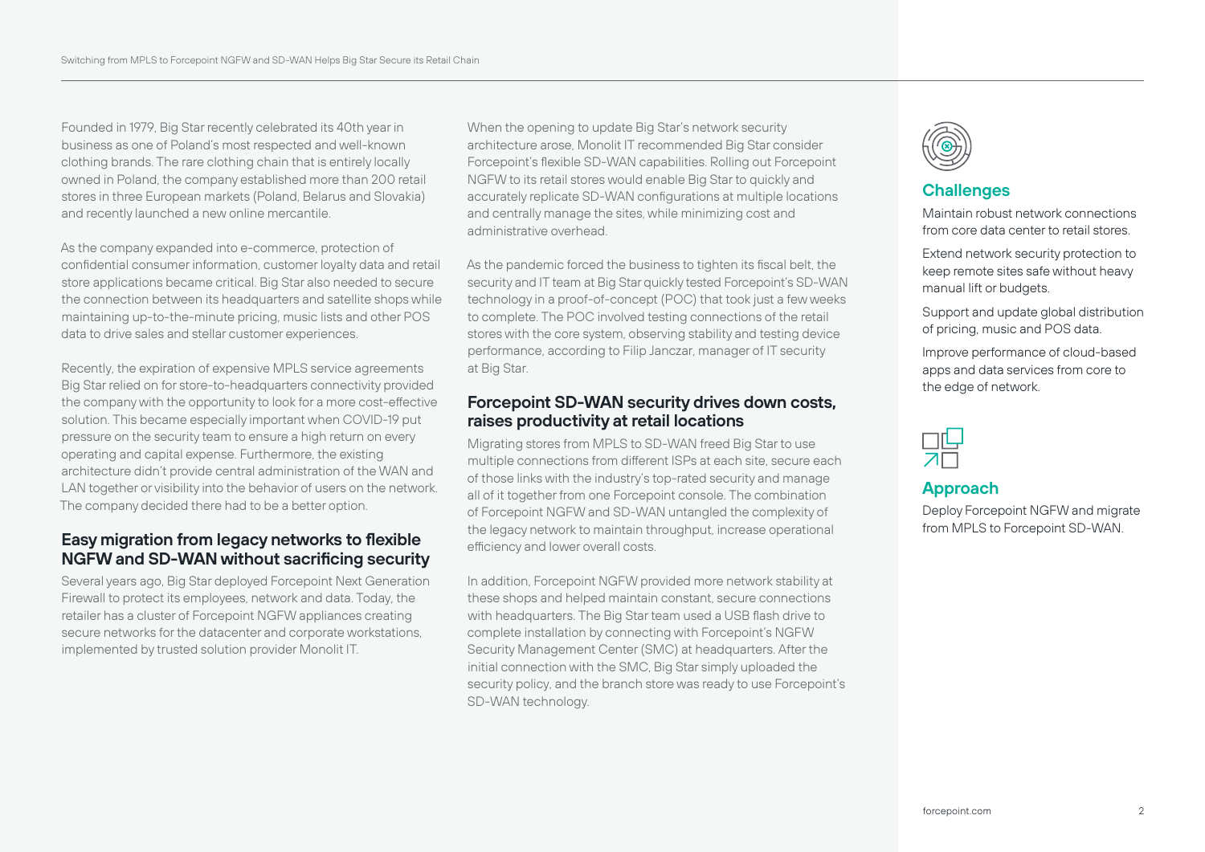Founded in 1979, Big Star recently celebrated its 40th year in business as one of Poland's most respected and well-known clothing brands. The rare clothing chain that is entirely locally owned in Poland, the company established more than 200 retail stores in three European markets (Poland, Belarus and Slovakia) and recently launched a new online mercantile.

As the company expanded into e-commerce, protection of confidential consumer information, customer loyalty data and retail store applications became critical. Big Star also needed to secure the connection between its headquarters and satellite shops while maintaining up-to-the-minute pricing, music lists and other POS data to drive sales and stellar customer experiences.

Recently, the expiration of expensive MPLS service agreements Big Star relied on for store-to-headquarters connectivity provided the company with the opportunity to look for a more cost-effective solution. This became especially important when COVID-19 put pressure on the security team to ensure a high return on every operating and capital expense. Furthermore, the existing architecture didn't provide central administration of the WAN and LAN together or visibility into the behavior of users on the network. The company decided there had to be a better option.

## Easy migration from legacy networks to flexible NGFW and SD-WAN without sacrificing security

Several years ago, Big Star deployed Forcepoint Next Generation Firewall to protect its employees, network and data. Today, the retailer has a cluster of Forcepoint NGFW appliances creating secure networks for the datacenter and corporate workstations, implemented by trusted solution provider Monolit IT.

When the opening to update Big Star's network security architecture arose, Monolit IT recommended Big Star consider Forcepoint's flexible SD-WAN capabilities. Rolling out Forcepoint NGFW to its retail stores would enable Big Star to quickly and accurately replicate SD-WAN configurations at multiple locations and centrally manage the sites, while minimizing cost and administrative overhead.

As the pandemic forced the business to tighten its fiscal belt, the security and IT team at Big Star quickly tested Forcepoint's SD-WAN technology in a proof-of-concept (POC) that took just a few weeks to complete. The POC involved testing connections of the retail stores with the core system, observing stability and testing device performance, according to Filip Janczar, manager of IT security at Big Star.

## Forcepoint SD-WAN security drives down costs, raises productivity at retail locations

Migrating stores from MPLS to SD-WAN freed Big Star to use multiple connections from different ISPs at each site, secure each of those links with the industry's top-rated security and manage all of it together from one Forcepoint console. The combination of Forcepoint NGFW and SD-WAN untangled the complexity of the legacy network to maintain throughput, increase operational efficiency and lower overall costs.

In addition, Forcepoint NGFW provided more network stability at these shops and helped maintain constant, secure connections with headquarters. The Big Star team used a USB flash drive to complete installation by connecting with Forcepoint's NGFW Security Management Center (SMC) at headquarters. After the initial connection with the SMC, Big Star simply uploaded the security policy, and the branch store was ready to use Forcepoint's SD-WAN technology.

### Challenges

Maintain robust network connections from core data center to retail stores.

Extend network security protection to keep remote sites safe without heavy manual lift or budgets.

Support and update global distribution of pricing, music and POS data.

Improve performance of cloud-based apps and data services from core to the edge of network.

### Approach

Deploy Forcepoint NGFW and migrate from MPLS to Forcepoint SD-WAN.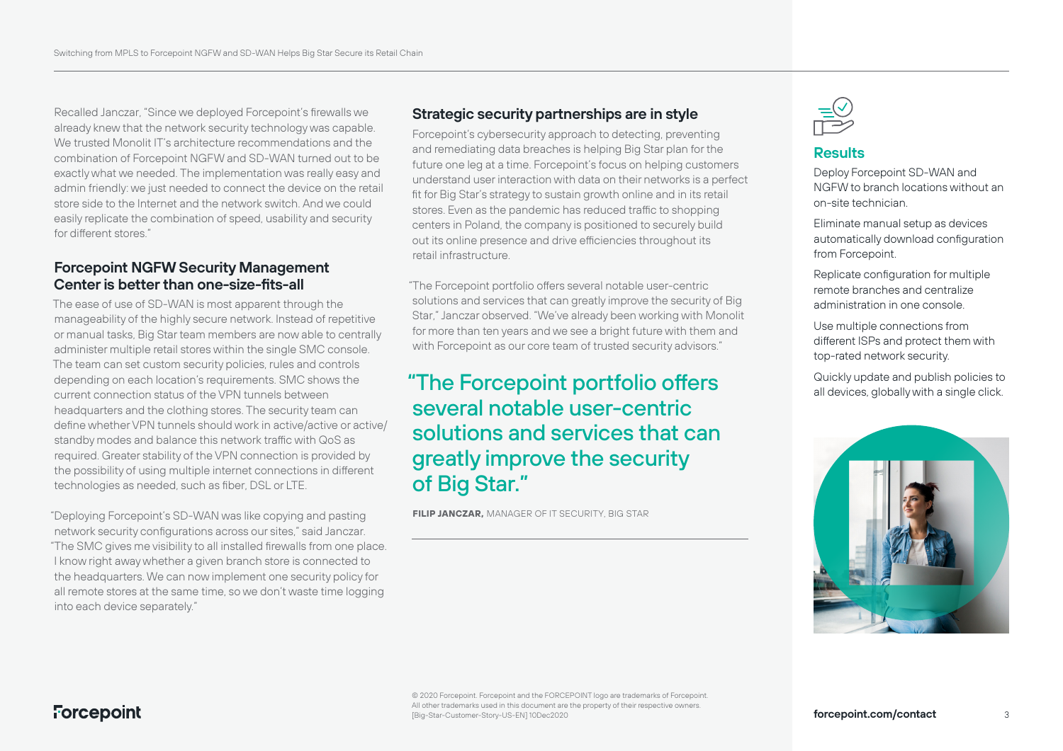Recalled Janczar, "Since we deployed Forcepoint's firewalls we already knew that the network security technology was capable. We trusted Monolit IT's architecture recommendations and the combination of Forcepoint NGFW and SD-WAN turned out to be exactly what we needed. The implementation was really easy and admin friendly: we just needed to connect the device on the retail store side to the Internet and the network switch. And we could easily replicate the combination of speed, usability and security for different stores."

## Forcepoint NGFW Security Management Center is better than one-size-fits-all

The ease of use of SD-WAN is most apparent through the manageability of the highly secure network. Instead of repetitive or manual tasks, Big Star team members are now able to centrally administer multiple retail stores within the single SMC console. The team can set custom security policies, rules and controls depending on each location's requirements. SMC shows the current connection status of the VPN tunnels between headquarters and the clothing stores. The security team can define whether VPN tunnels should work in active/active or active/standby modes and balance this network traffic with QoS as required. Greater stability of the VPN connection is provided by the possibility of using multiple internet connections in different technologies as needed, such as fiber, DSL or LTE.

"Deploying Forcepoint's SD-WAN was like copying and pasting network security configurations across our sites," said Janczar. "The SMC gives me visibility to all installed firewalls from one place. I know right away whether a given branch store is connected to the headquarters. We can now implement one security policy for all remote stores at the same time, so we don't waste time logging into each device separately."

## Strategic security partnerships are in style

Forcepoint's cybersecurity approach to detecting, preventing and remediating data breaches is helping Big Star plan for the future one leg at a time. Forcepoint's focus on helping customers understand user interaction with data on their networks is a perfect fit for Big Star's strategy to sustain growth online and in its retail stores. Even as the pandemic has reduced traffic to shopping centers in Poland, the company is positioned to securely build out its online presence and drive efficiencies throughout its retail infrastructure.

"The Forcepoint portfolio offers several notable user-centric solutions and services that can greatly improve the security of Big Star," Janczar observed. "We've already been working with Monolit for more than ten years and we see a bright future with them and with Forcepoint as our core team of trusted security advisors."

> "The Forcepoint portfolio offers several notable user-centric solutions and services that can greatly improve the security of Big Star."
>
> **FILIP JANCZAR,** MANAGER OF IT SECURITY, BIG STAR

## Results

Deploy Forcepoint SD-WAN and NGFW to branch locations without an on-site technician.

Eliminate manual setup as devices automatically download configuration from Forcepoint.

Replicate configuration for multiple remote branches and centralize administration in one console.

Use multiple connections from different ISPs and protect them with top-rated network security.

Quickly update and publish policies to all devices, globally with a single click.

© 2020 Forcepoint. Forcepoint and the FORCEPOINT logo are trademarks of Forcepoint. All other trademarks used in this document are the property of their respective owners. [Big-Star-Customer-Story-US-EN] 10Dec2020

**forcepoint.com/contact**